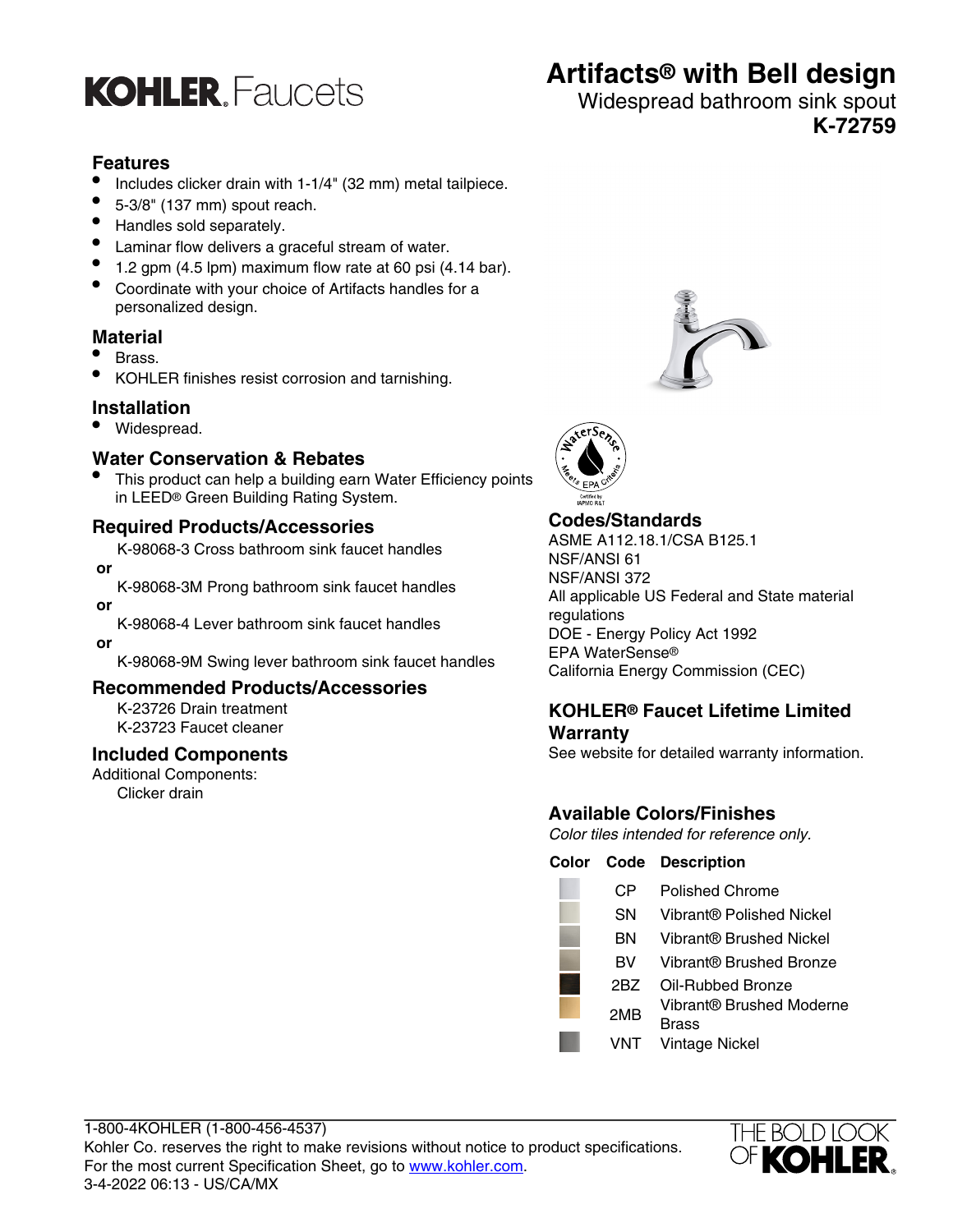# KOHLER Faucets

# Artifacts® with Bell design

Widespread bathroom sink spout

**K-72759**

## Features

- Includes clicker drain with 1-1/4" (32 mm) metal tailpiece.
- 5-3/8" (137 mm) spout reach.
- Handles sold separately.
- Laminar flow delivers a graceful stream of water.
- 1.2 gpm (4.5 lpm) maximum flow rate at 60 psi (4.14 bar).
- Coordinate with your choice of Artifacts handles for a personalized design.

## Material

- Brass.
- KOHLER finishes resist corrosion and tarnishing.

## Installation

- Widespread.

## Water Conservation & Rebates

- This product can help a building earn Water Efficiency points in LEED® Green Building Rating System.

## Required Products/Accessories

K-98068-3 Cross bathroom sink faucet handles

**or**

K-98068-3M Prong bathroom sink faucet handles

**or**

K-98068-4 Lever bathroom sink faucet handles

**or**

K-98068-9M Swing lever bathroom sink faucet handles

## Recommended Products/Accessories

K-23726 Drain treatment

K-23723 Faucet cleaner

## Included Components

Additional Components:

Clicker drain

## Codes/Standards

ASME A112.18.1/CSA B125.1

NSF/ANSI 61

NSF/ANSI 372

All applicable US Federal and State material regulations

DOE - Energy Policy Act 1992

EPA WaterSense®

California Energy Commission (CEC)

## KOHLER® Faucet Lifetime Limited Warranty

See website for detailed warranty information.

## Available Colors/Finishes

*Color tiles intended for reference only.*

| Color | Code | Description |
|---|---|---|
| | CP | Polished Chrome |
| | SN | Vibrant® Polished Nickel |
| | BN | Vibrant® Brushed Nickel |
| | BV | Vibrant® Brushed Bronze |
| | 2BZ | Oil-Rubbed Bronze |
| | 2MB | Vibrant® Brushed Moderne Brass |
| | VNT | Vintage Nickel |

1-800-4KOHLER (1-800-456-4537)

Kohler Co. reserves the right to make revisions without notice to product specifications.

For the most current Specification Sheet, go to www.kohler.com.

3-4-2022 06:13 - US/CA/MX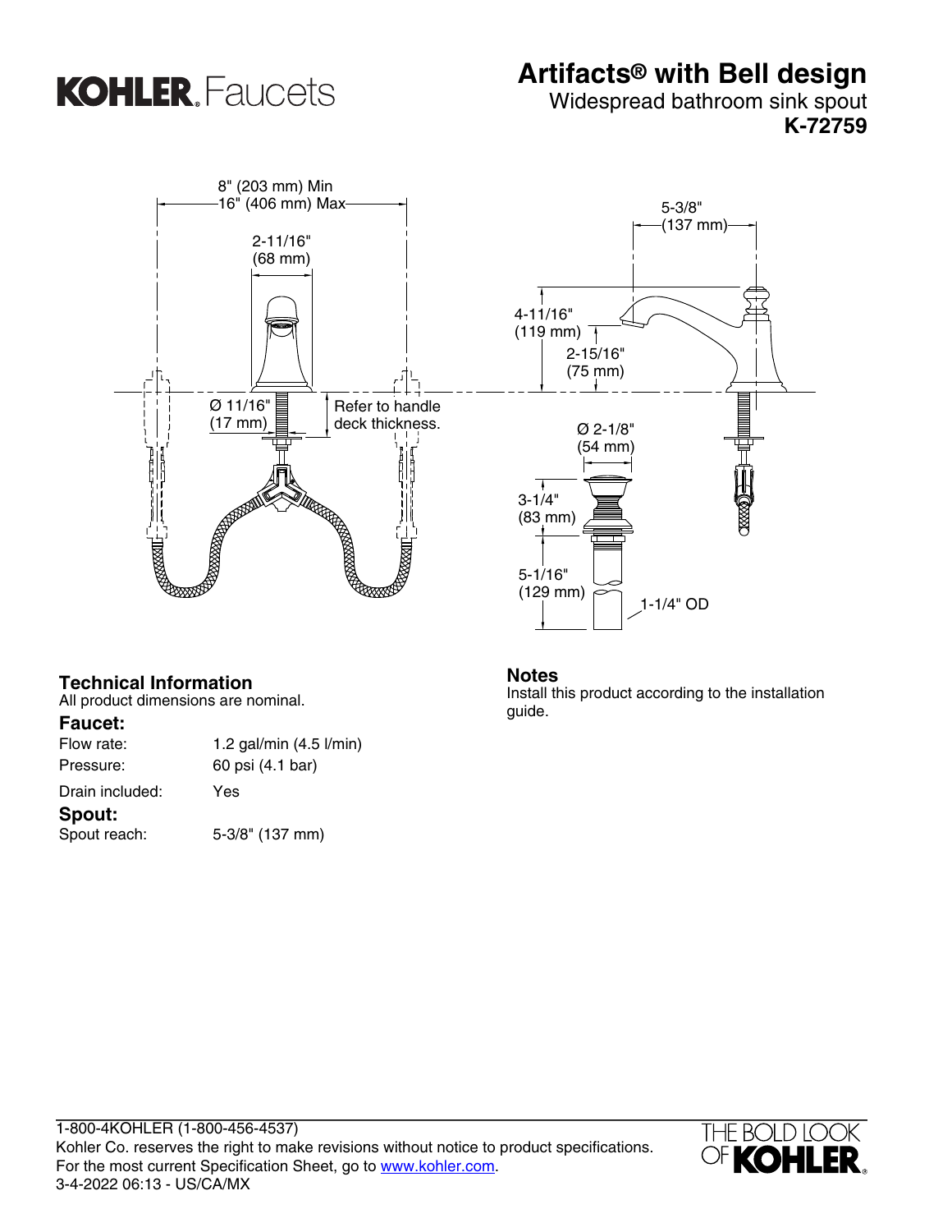# Artifacts® with Bell design

Widespread bathroom sink spout

**K-72759**

8" (203 mm) Min
16" (406 mm) Max

2-11/16"
(68 mm)

5-3/8"
(137 mm)

4-11/16"
(119 mm)

2-15/16"
(75 mm)

Ø 11/16"
(17 mm)

Refer to handle deck thickness.

Ø 2-1/8"
(54 mm)

3-1/4"
(83 mm)

5-1/16"
(129 mm)

1-1/4" OD

## Technical Information

All product dimensions are nominal.

### Faucet:

| | |
|---|---|
| Flow rate: | 1.2 gal/min (4.5 l/min) |
| Pressure: | 60 psi (4.1 bar) |
| Drain included: | Yes |

### Spout:

| | |
|---|---|
| Spout reach: | 5-3/8" (137 mm) |

## Notes

Install this product according to the installation guide.

1-800-4KOHLER (1-800-456-4537)
Kohler Co. reserves the right to make revisions without notice to product specifications.
For the most current Specification Sheet, go to www.kohler.com.
3-4-2022 06:13 - US/CA/MX